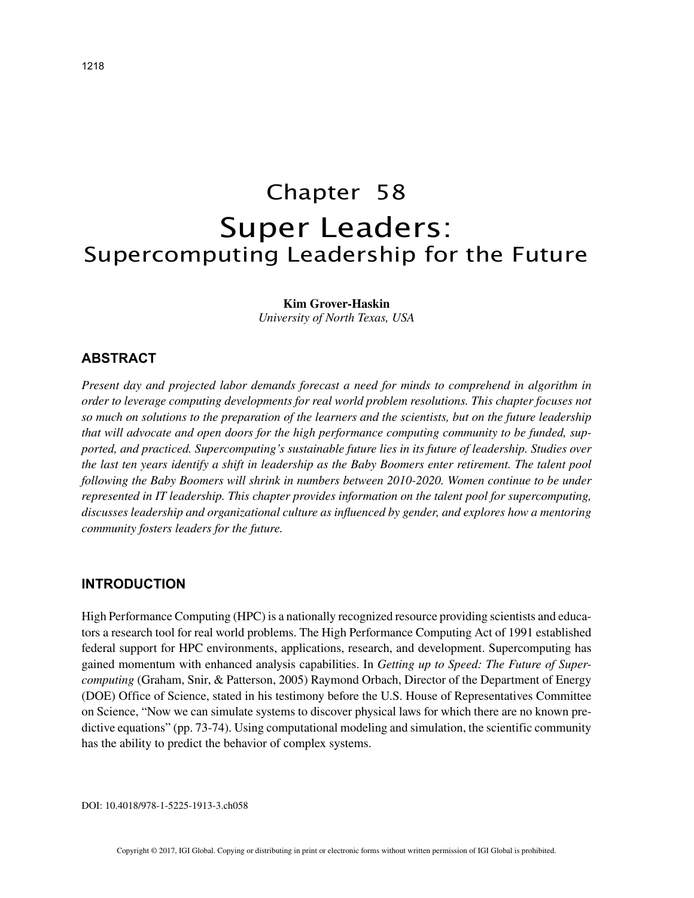# Chapter 58

# Super Leaders: Supercomputing Leadership for the Future

**Kim Grover-Haskin**
*University of North Texas, USA*

## ABSTRACT

*Present day and projected labor demands forecast a need for minds to comprehend in algorithm in order to leverage computing developments for real world problem resolutions. This chapter focuses not so much on solutions to the preparation of the learners and the scientists, but on the future leadership that will advocate and open doors for the high performance computing community to be funded, supported, and practiced. Supercomputing's sustainable future lies in its future of leadership. Studies over the last ten years identify a shift in leadership as the Baby Boomers enter retirement. The talent pool following the Baby Boomers will shrink in numbers between 2010-2020. Women continue to be under represented in IT leadership. This chapter provides information on the talent pool for supercomputing, discusses leadership and organizational culture as influenced by gender, and explores how a mentoring community fosters leaders for the future.*

## INTRODUCTION

High Performance Computing (HPC) is a nationally recognized resource providing scientists and educators a research tool for real world problems. The High Performance Computing Act of 1991 established federal support for HPC environments, applications, research, and development. Supercomputing has gained momentum with enhanced analysis capabilities. In *Getting up to Speed: The Future of Supercomputing* (Graham, Snir, & Patterson, 2005) Raymond Orbach, Director of the Department of Energy (DOE) Office of Science, stated in his testimony before the U.S. House of Representatives Committee on Science, "Now we can simulate systems to discover physical laws for which there are no known predictive equations" (pp. 73-74). Using computational modeling and simulation, the scientific community has the ability to predict the behavior of complex systems.

DOI: 10.4018/978-1-5225-1913-3.ch058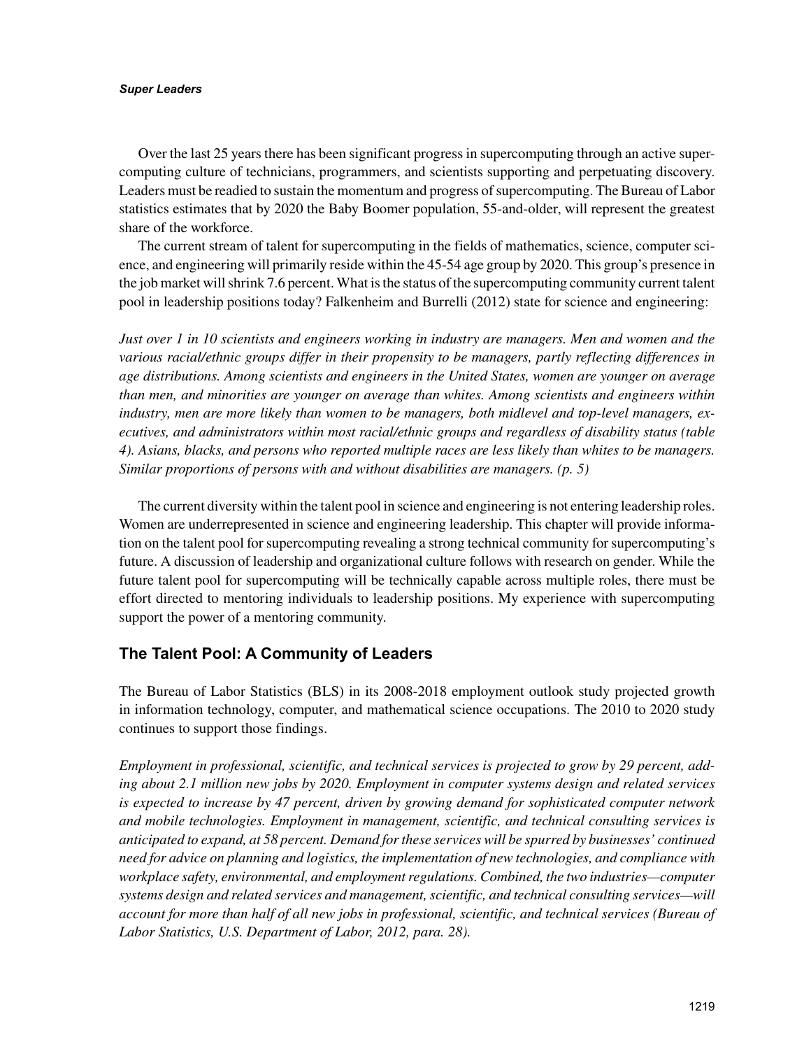Over the last 25 years there has been significant progress in supercomputing through an active supercomputing culture of technicians, programmers, and scientists supporting and perpetuating discovery. Leaders must be readied to sustain the momentum and progress of supercomputing. The Bureau of Labor statistics estimates that by 2020 the Baby Boomer population, 55-and-older, will represent the greatest share of the workforce.

The current stream of talent for supercomputing in the fields of mathematics, science, computer science, and engineering will primarily reside within the 45-54 age group by 2020. This group's presence in the job market will shrink 7.6 percent. What is the status of the supercomputing community current talent pool in leadership positions today? Falkenheim and Burrelli (2012) state for science and engineering:

*Just over 1 in 10 scientists and engineers working in industry are managers. Men and women and the various racial/ethnic groups differ in their propensity to be managers, partly reflecting differences in age distributions. Among scientists and engineers in the United States, women are younger on average than men, and minorities are younger on average than whites. Among scientists and engineers within industry, men are more likely than women to be managers, both midlevel and top-level managers, executives, and administrators within most racial/ethnic groups and regardless of disability status (table 4). Asians, blacks, and persons who reported multiple races are less likely than whites to be managers. Similar proportions of persons with and without disabilities are managers. (p. 5)*

The current diversity within the talent pool in science and engineering is not entering leadership roles. Women are underrepresented in science and engineering leadership. This chapter will provide information on the talent pool for supercomputing revealing a strong technical community for supercomputing's future. A discussion of leadership and organizational culture follows with research on gender. While the future talent pool for supercomputing will be technically capable across multiple roles, there must be effort directed to mentoring individuals to leadership positions. My experience with supercomputing support the power of a mentoring community.

## The Talent Pool: A Community of Leaders

The Bureau of Labor Statistics (BLS) in its 2008-2018 employment outlook study projected growth in information technology, computer, and mathematical science occupations. The 2010 to 2020 study continues to support those findings.

*Employment in professional, scientific, and technical services is projected to grow by 29 percent, adding about 2.1 million new jobs by 2020. Employment in computer systems design and related services is expected to increase by 47 percent, driven by growing demand for sophisticated computer network and mobile technologies. Employment in management, scientific, and technical consulting services is anticipated to expand, at 58 percent. Demand for these services will be spurred by businesses' continued need for advice on planning and logistics, the implementation of new technologies, and compliance with workplace safety, environmental, and employment regulations. Combined, the two industries—computer systems design and related services and management, scientific, and technical consulting services—will account for more than half of all new jobs in professional, scientific, and technical services (Bureau of Labor Statistics, U.S. Department of Labor, 2012, para. 28).*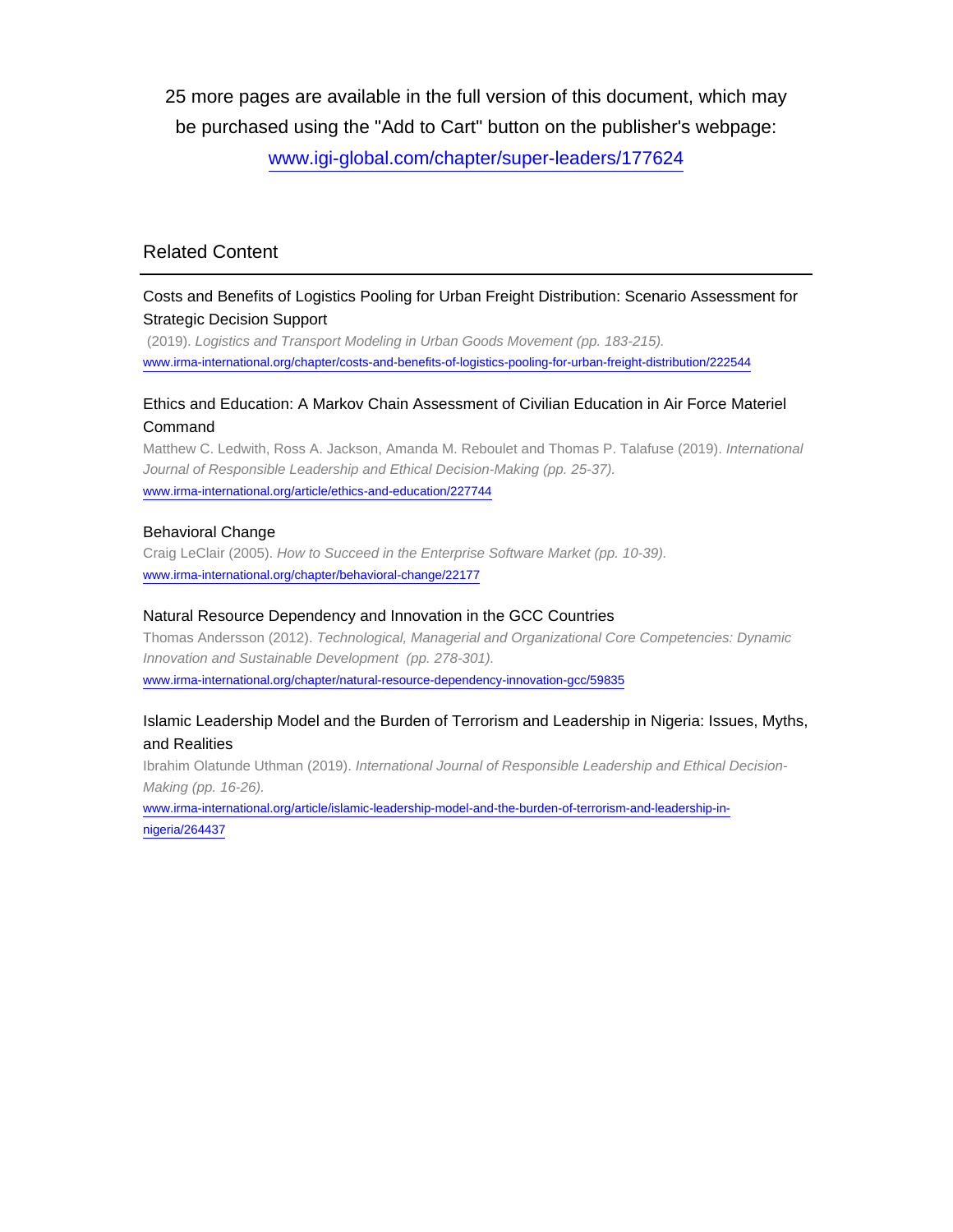25 more pages are available in the full version of this document, which may be purchased using the "Add to Cart" button on the publisher's webpage: www.igi-global.com/chapter/super-leaders/177624

## Related Content

Costs and Benefits of Logistics Pooling for Urban Freight Distribution: Scenario Assessment for Strategic Decision Support

(2019). *Logistics and Transport Modeling in Urban Goods Movement (pp. 183-215).*

www.irma-international.org/chapter/costs-and-benefits-of-logistics-pooling-for-urban-freight-distribution/222544

Ethics and Education: A Markov Chain Assessment of Civilian Education in Air Force Materiel Command

Matthew C. Ledwith, Ross A. Jackson, Amanda M. Reboulet and Thomas P. Talafuse (2019). *International Journal of Responsible Leadership and Ethical Decision-Making (pp. 25-37).*

www.irma-international.org/article/ethics-and-education/227744

Behavioral Change

Craig LeClair (2005). *How to Succeed in the Enterprise Software Market (pp. 10-39).*

www.irma-international.org/chapter/behavioral-change/22177

Natural Resource Dependency and Innovation in the GCC Countries

Thomas Andersson (2012). *Technological, Managerial and Organizational Core Competencies: Dynamic Innovation and Sustainable Development (pp. 278-301).*

www.irma-international.org/chapter/natural-resource-dependency-innovation-gcc/59835

Islamic Leadership Model and the Burden of Terrorism and Leadership in Nigeria: Issues, Myths, and Realities

Ibrahim Olatunde Uthman (2019). *International Journal of Responsible Leadership and Ethical Decision-Making (pp. 16-26).*

www.irma-international.org/article/islamic-leadership-model-and-the-burden-of-terrorism-and-leadership-in-nigeria/264437